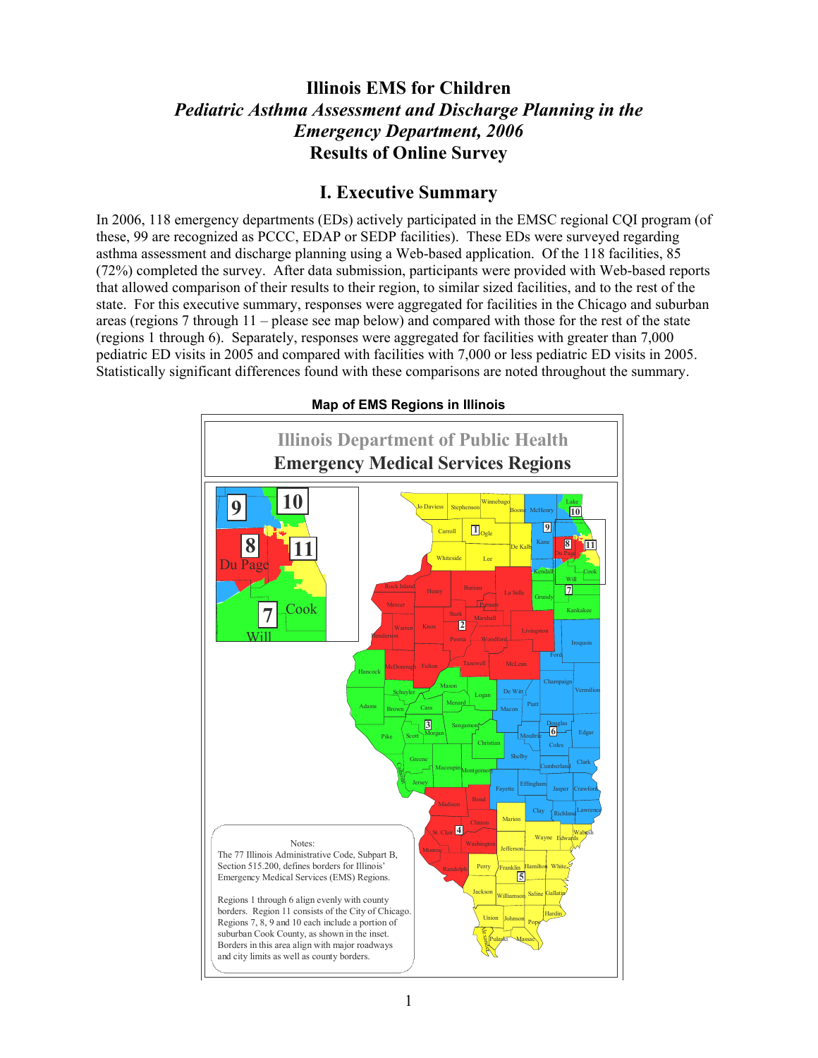# Illinois EMS for Children

## *Pediatric Asthma Assessment and Discharge Planning in the Emergency Department, 2006*

## Results of Online Survey

## I. Executive Summary

In 2006, 118 emergency departments (EDs) actively participated in the EMSC regional CQI program (of these, 99 are recognized as PCCC, EDAP or SEDP facilities). These EDs were surveyed regarding asthma assessment and discharge planning using a Web-based application. Of the 118 facilities, 85 (72%) completed the survey. After data submission, participants were provided with Web-based reports that allowed comparison of their results to their region, to similar sized facilities, and to the rest of the state. For this executive summary, responses were aggregated for facilities in the Chicago and suburban areas (regions 7 through 11 – please see map below) and compared with those for the rest of the state (regions 1 through 6). Separately, responses were aggregated for facilities with greater than 7,000 pediatric ED visits in 2005 and compared with facilities with 7,000 or less pediatric ED visits in 2005. Statistically significant differences found with these comparisons are noted throughout the summary.

**Map of EMS Regions in Illinois**

Illinois Department of Public Health

Emergency Medical Services Regions

Notes:
The 77 Illinois Administrative Code, Subpart B, Section 515.200, defines borders for Illinois' Emergency Medical Services (EMS) Regions.

Regions 1 through 6 align evenly with county borders. Region 11 consists of the City of Chicago. Regions 7, 8, 9 and 10 each include a portion of suburban Cook County, as shown in the inset. Borders in this area align with major roadways and city limits as well as county borders.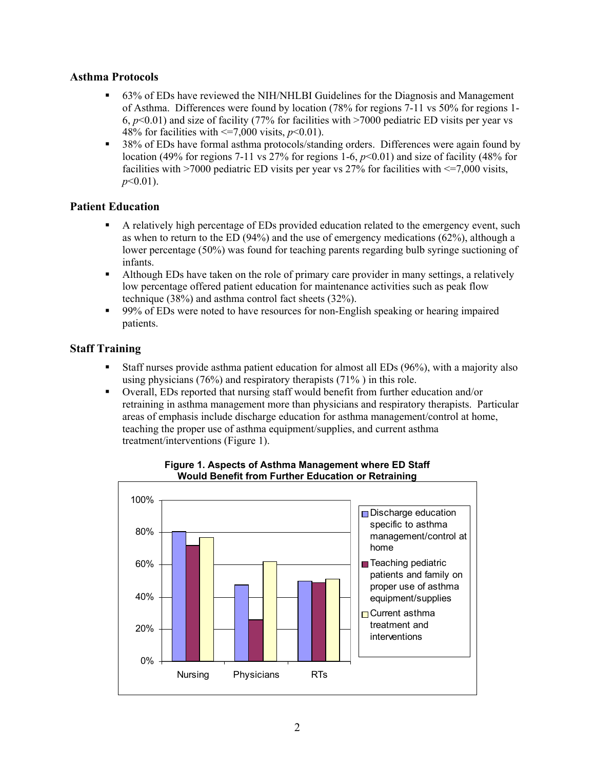## Asthma Protocols

- 63% of EDs have reviewed the NIH/NHLBI Guidelines for the Diagnosis and Management of Asthma. Differences were found by location (78% for regions 7-11 vs 50% for regions 1-6, $p<0.01$) and size of facility (77% for facilities with >7000 pediatric ED visits per year vs 48% for facilities with <=7,000 visits, $p<0.01$).
- 38% of EDs have formal asthma protocols/standing orders. Differences were again found by location (49% for regions 7-11 vs 27% for regions 1-6, $p<0.01$) and size of facility (48% for facilities with >7000 pediatric ED visits per year vs 27% for facilities with <=7,000 visits, $p<0.01$).

## Patient Education

- A relatively high percentage of EDs provided education related to the emergency event, such as when to return to the ED (94%) and the use of emergency medications (62%), although a lower percentage (50%) was found for teaching parents regarding bulb syringe suctioning of infants.
- Although EDs have taken on the role of primary care provider in many settings, a relatively low percentage offered patient education for maintenance activities such as peak flow technique (38%) and asthma control fact sheets (32%).
- 99% of EDs were noted to have resources for non-English speaking or hearing impaired patients.

## Staff Training

- Staff nurses provide asthma patient education for almost all EDs (96%), with a majority also using physicians (76%) and respiratory therapists (71% ) in this role.
- Overall, EDs reported that nursing staff would benefit from further education and/or retraining in asthma management more than physicians and respiratory therapists. Particular areas of emphasis include discharge education for asthma management/control at home, teaching the proper use of asthma equipment/supplies, and current asthma treatment/interventions (Figure 1).

**Figure 1. Aspects of Asthma Management where ED Staff Would Benefit from Further Education or Retraining**

| | Discharge education specific to asthma management/control at home | Teaching pediatric patients and family on proper use of asthma equipment/supplies | Current asthma treatment and interventions |
|---|---|---|---|
| Nursing | ~80% | ~72% | ~77% |
| Physicians | ~47% | ~26% | ~62% |
| RTs | ~50% | ~49% | ~51% |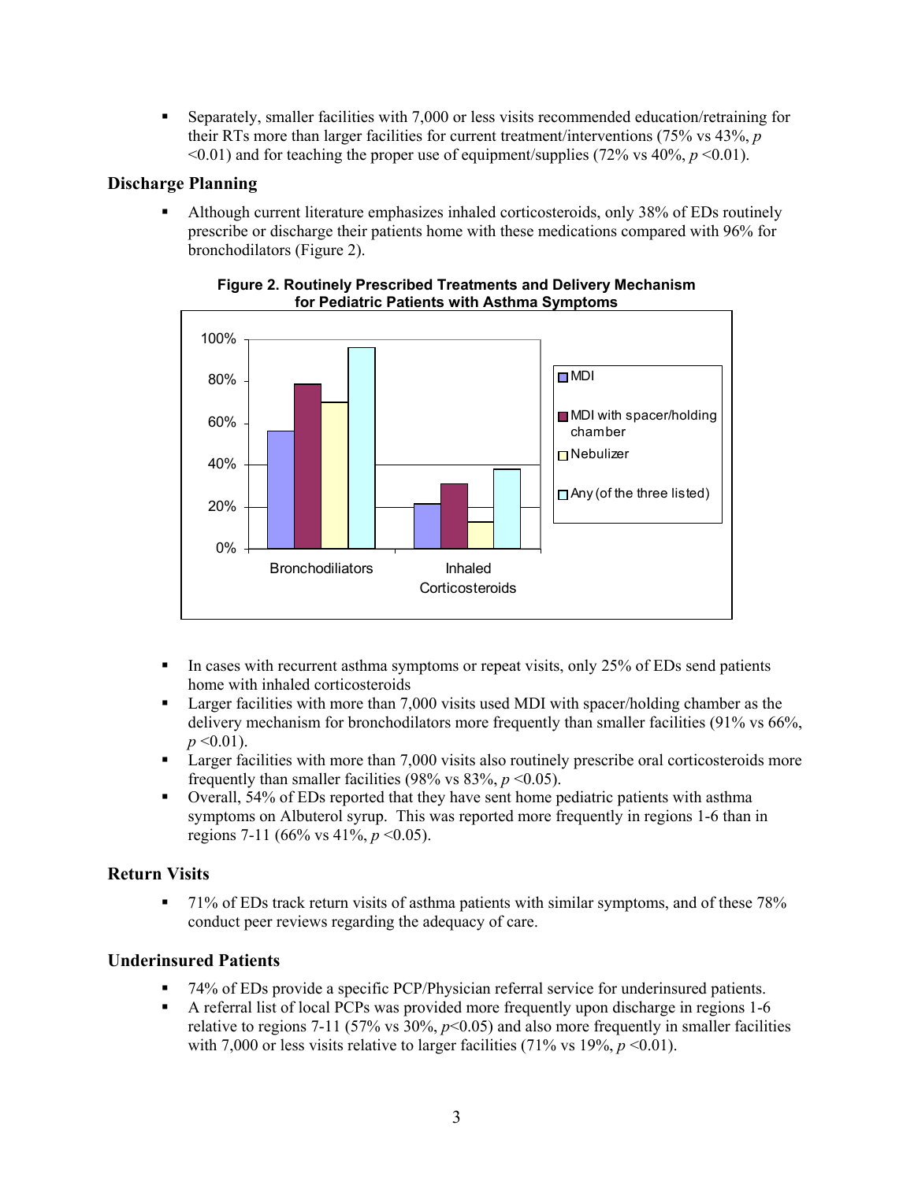- Separately, smaller facilities with 7,000 or less visits recommended education/retraining for their RTs more than larger facilities for current treatment/interventions (75% vs 43%, $p < 0.01$) and for teaching the proper use of equipment/supplies (72% vs 40%, $p < 0.01$).

## Discharge Planning

- Although current literature emphasizes inhaled corticosteroids, only 38% of EDs routinely prescribe or discharge their patients home with these medications compared with 96% for bronchodilators (Figure 2).

**Figure 2. Routinely Prescribed Treatments and Delivery Mechanism for Pediatric Patients with Asthma Symptoms**

- In cases with recurrent asthma symptoms or repeat visits, only 25% of EDs send patients home with inhaled corticosteroids
- Larger facilities with more than 7,000 visits used MDI with spacer/holding chamber as the delivery mechanism for bronchodilators more frequently than smaller facilities (91% vs 66%, $p < 0.01$).
- Larger facilities with more than 7,000 visits also routinely prescribe oral corticosteroids more frequently than smaller facilities (98% vs 83%, $p < 0.05$).
- Overall, 54% of EDs reported that they have sent home pediatric patients with asthma symptoms on Albuterol syrup. This was reported more frequently in regions 1-6 than in regions 7-11 (66% vs 41%, $p < 0.05$).

## Return Visits

- 71% of EDs track return visits of asthma patients with similar symptoms, and of these 78% conduct peer reviews regarding the adequacy of care.

## Underinsured Patients

- 74% of EDs provide a specific PCP/Physician referral service for underinsured patients.
- A referral list of local PCPs was provided more frequently upon discharge in regions 1-6 relative to regions 7-11 (57% vs 30%, $p < 0.05$) and also more frequently in smaller facilities with 7,000 or less visits relative to larger facilities (71% vs 19%, $p < 0.01$).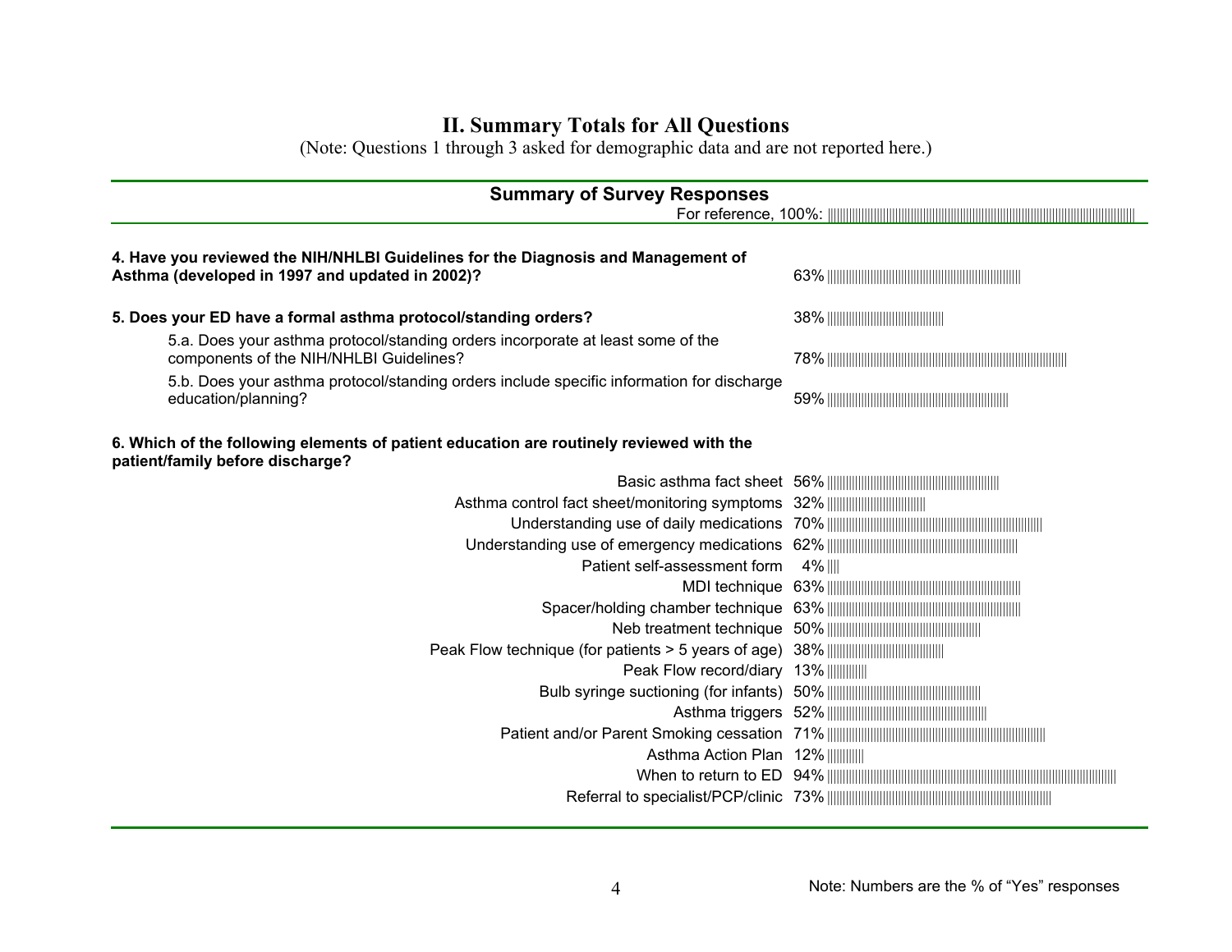# II. Summary Totals for All Questions

(Note: Questions 1 through 3 asked for demographic data and are not reported here.)

## Summary of Survey Responses

For reference, 100%: ||||||||||||||||||||||||||||||||||||||||||||||||||||||||||||||||||||||||||||||||||||||||||||||||||||

| Question | % Yes |
|---|---|
| **4. Have you reviewed the NIH/NHLBI Guidelines for the Diagnosis and Management of Asthma (developed in 1997 and updated in 2002)?** | 63% |
| **5. Does your ED have a formal asthma protocol/standing orders?** | 38% |
| 5.a. Does your asthma protocol/standing orders incorporate at least some of the components of the NIH/NHLBI Guidelines? | 78% |
| 5.b. Does your asthma protocol/standing orders include specific information for discharge education/planning? | 59% |

**6. Which of the following elements of patient education are routinely reviewed with the patient/family before discharge?**

| Element | % Yes |
|---|---|
| Basic asthma fact sheet | 56% |
| Asthma control fact sheet/monitoring symptoms | 32% |
| Understanding use of daily medications | 70% |
| Understanding use of emergency medications | 62% |
| Patient self-assessment form | 4% |
| MDI technique | 63% |
| Spacer/holding chamber technique | 63% |
| Neb treatment technique | 50% |
| Peak Flow technique (for patients > 5 years of age) | 38% |
| Peak Flow record/diary | 13% |
| Bulb syringe suctioning (for infants) | 50% |
| Asthma triggers | 52% |
| Patient and/or Parent Smoking cessation | 71% |
| Asthma Action Plan | 12% |
| When to return to ED | 94% |
| Referral to specialist/PCP/clinic | 73% |

Note: Numbers are the % of "Yes" responses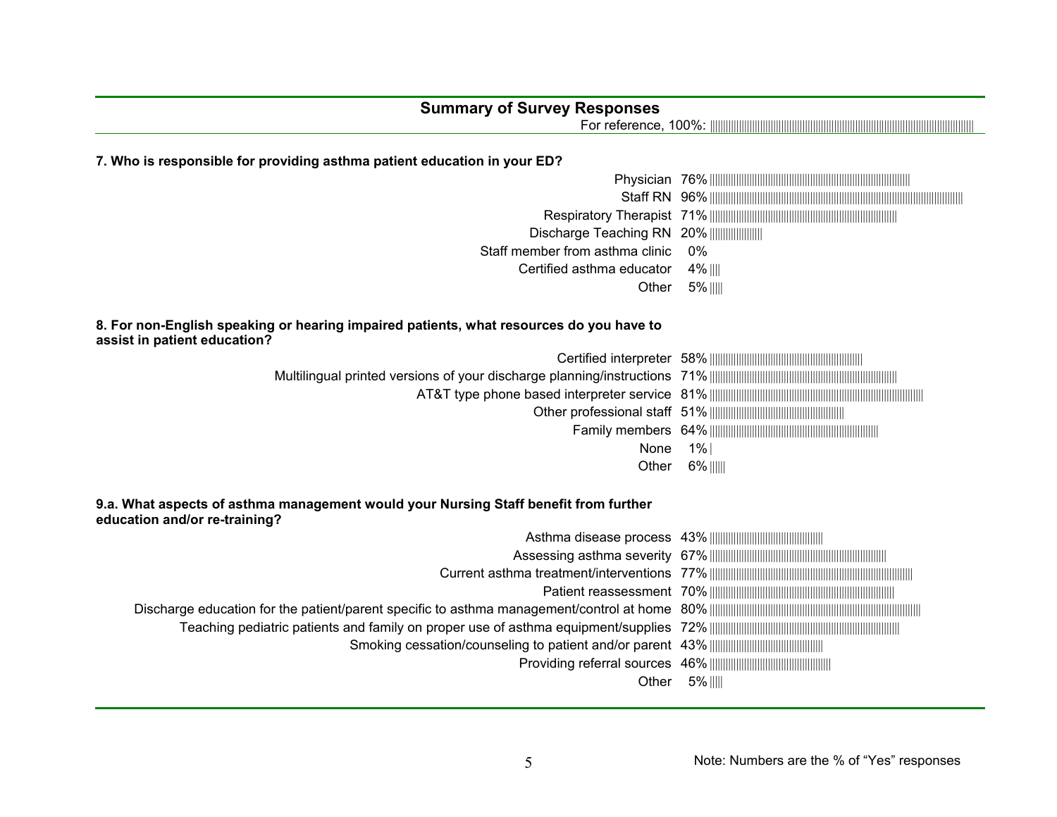## Summary of Survey Responses

For reference, 100%: ||||||||||||||||||||||||||||||||||||||||||||||||||||||||||||||||||||||||||||||||||||||||||||||||||||

**7. Who is responsible for providing asthma patient education in your ED?**

| Response | % |
|---|---|
| Physician | 76% |
| Staff RN | 96% |
| Respiratory Therapist | 71% |
| Discharge Teaching RN | 20% |
| Staff member from asthma clinic | 0% |
| Certified asthma educator | 4% |
| Other | 5% |

**8. For non-English speaking or hearing impaired patients, what resources do you have to assist in patient education?**

| Response | % |
|---|---|
| Certified interpreter | 58% |
| Multilingual printed versions of your discharge planning/instructions | 71% |
| AT&T type phone based interpreter service | 81% |
| Other professional staff | 51% |
| Family members | 64% |
| None | 1% |
| Other | 6% |

**9.a. What aspects of asthma management would your Nursing Staff benefit from further education and/or re-training?**

| Response | % |
|---|---|
| Asthma disease process | 43% |
| Assessing asthma severity | 67% |
| Current asthma treatment/interventions | 77% |
| Patient reassessment | 70% |
| Discharge education for the patient/parent specific to asthma management/control at home | 80% |
| Teaching pediatric patients and family on proper use of asthma equipment/supplies | 72% |
| Smoking cessation/counseling to patient and/or parent | 43% |
| Providing referral sources | 46% |
| Other | 5% |

Note: Numbers are the % of "Yes" responses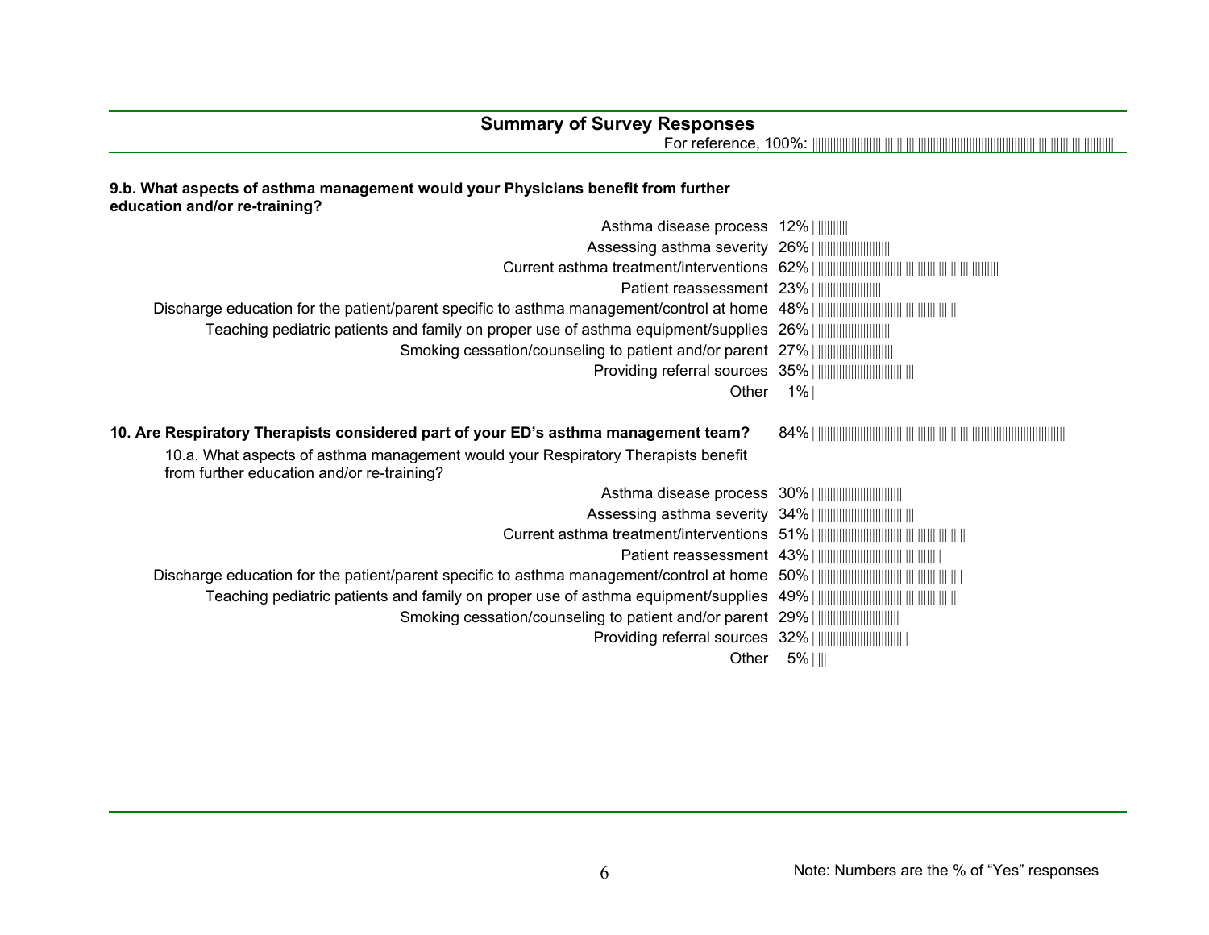## Summary of Survey Responses

For reference, 100%: ||||||||||||||||||||||||||||||||||||||||||||||||||||||||||||||||||||||||||||||||||||||||||||||||||||

**9.b. What aspects of asthma management would your Physicians benefit from further education and/or re-training?**

| Aspect | % Yes |
|---|---|
| Asthma disease process | 12% |
| Assessing asthma severity | 26% |
| Current asthma treatment/interventions | 62% |
| Patient reassessment | 23% |
| Discharge education for the patient/parent specific to asthma management/control at home | 48% |
| Teaching pediatric patients and family on proper use of asthma equipment/supplies | 26% |
| Smoking cessation/counseling to patient and/or parent | 27% |
| Providing referral sources | 35% |
| Other | 1% |

**10. Are Respiratory Therapists considered part of your ED's asthma management team?** 84%

10.a. What aspects of asthma management would your Respiratory Therapists benefit from further education and/or re-training?

| Aspect | % Yes |
|---|---|
| Asthma disease process | 30% |
| Assessing asthma severity | 34% |
| Current asthma treatment/interventions | 51% |
| Patient reassessment | 43% |
| Discharge education for the patient/parent specific to asthma management/control at home | 50% |
| Teaching pediatric patients and family on proper use of asthma equipment/supplies | 49% |
| Smoking cessation/counseling to patient and/or parent | 29% |
| Providing referral sources | 32% |
| Other | 5% |

Note: Numbers are the % of "Yes" responses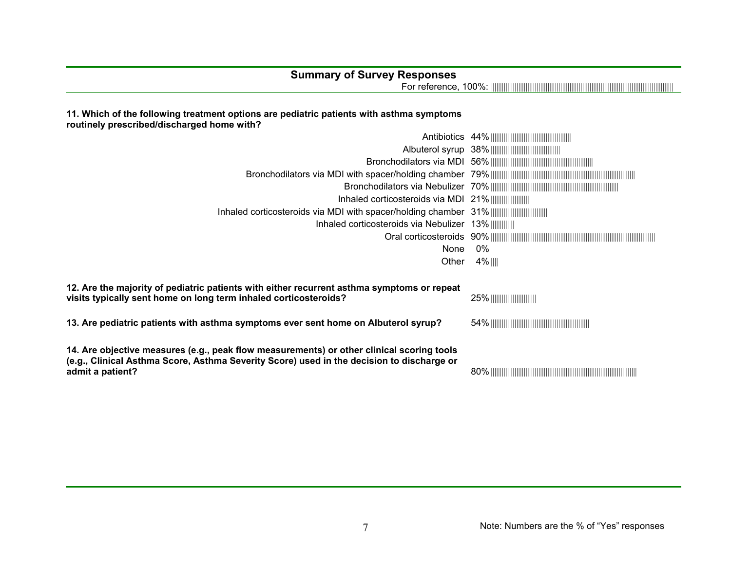## Summary of Survey Responses

For reference, 100%: ||||||||||||||||||||||||||||||||||||||||||||||||||||||||||||||||||||||||||||||||||||||||||||||||||||

**11. Which of the following treatment options are pediatric patients with asthma symptoms routinely prescribed/discharged home with?**

| Treatment option | % Yes |
| --- | --- |
| Antibiotics | 44% |
| Albuterol syrup | 38% |
| Bronchodilators via MDI | 56% |
| Bronchodilators via MDI with spacer/holding chamber | 79% |
| Bronchodilators via Nebulizer | 70% |
| Inhaled corticosteroids via MDI | 21% |
| Inhaled corticosteroids via MDI with spacer/holding chamber | 31% |
| Inhaled corticosteroids via Nebulizer | 13% |
| Oral corticosteroids | 90% |
| None | 0% |
| Other | 4% |

**12. Are the majority of pediatric patients with either recurrent asthma symptoms or repeat visits typically sent home on long term inhaled corticosteroids?** 25%

**13. Are pediatric patients with asthma symptoms ever sent home on Albuterol syrup?** 54%

**14. Are objective measures (e.g., peak flow measurements) or other clinical scoring tools (e.g., Clinical Asthma Score, Asthma Severity Score) used in the decision to discharge or admit a patient?** 80%

Note: Numbers are the % of "Yes" responses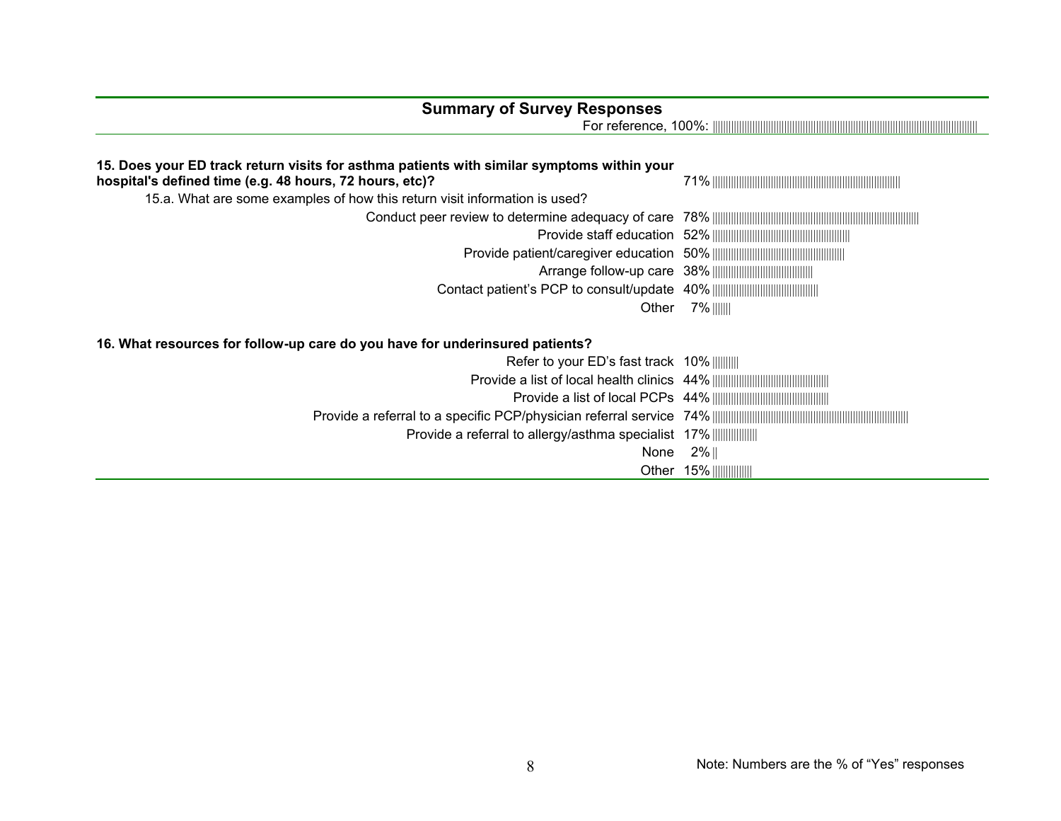## Summary of Survey Responses

For reference, 100%: ||||||||||||||||||||||||||||||||||||||||||||||||||||||||||||||||||||||||||||||||||||||||||||||||||||

**15. Does your ED track return visits for asthma patients with similar symptoms within your hospital's defined time (e.g. 48 hours, 72 hours, etc)?** 71%

15.a. What are some examples of how this return visit information is used?

| | |
|---|---|
| Conduct peer review to determine adequacy of care | 78% |
| Provide staff education | 52% |
| Provide patient/caregiver education | 50% |
| Arrange follow-up care | 38% |
| Contact patient's PCP to consult/update | 40% |
| Other | 7% |

**16. What resources for follow-up care do you have for underinsured patients?**

| | |
|---|---|
| Refer to your ED's fast track | 10% |
| Provide a list of local health clinics | 44% |
| Provide a list of local PCPs | 44% |
| Provide a referral to a specific PCP/physician referral service | 74% |
| Provide a referral to allergy/asthma specialist | 17% |
| None | 2% |
| Other | 15% |

Note: Numbers are the % of "Yes" responses